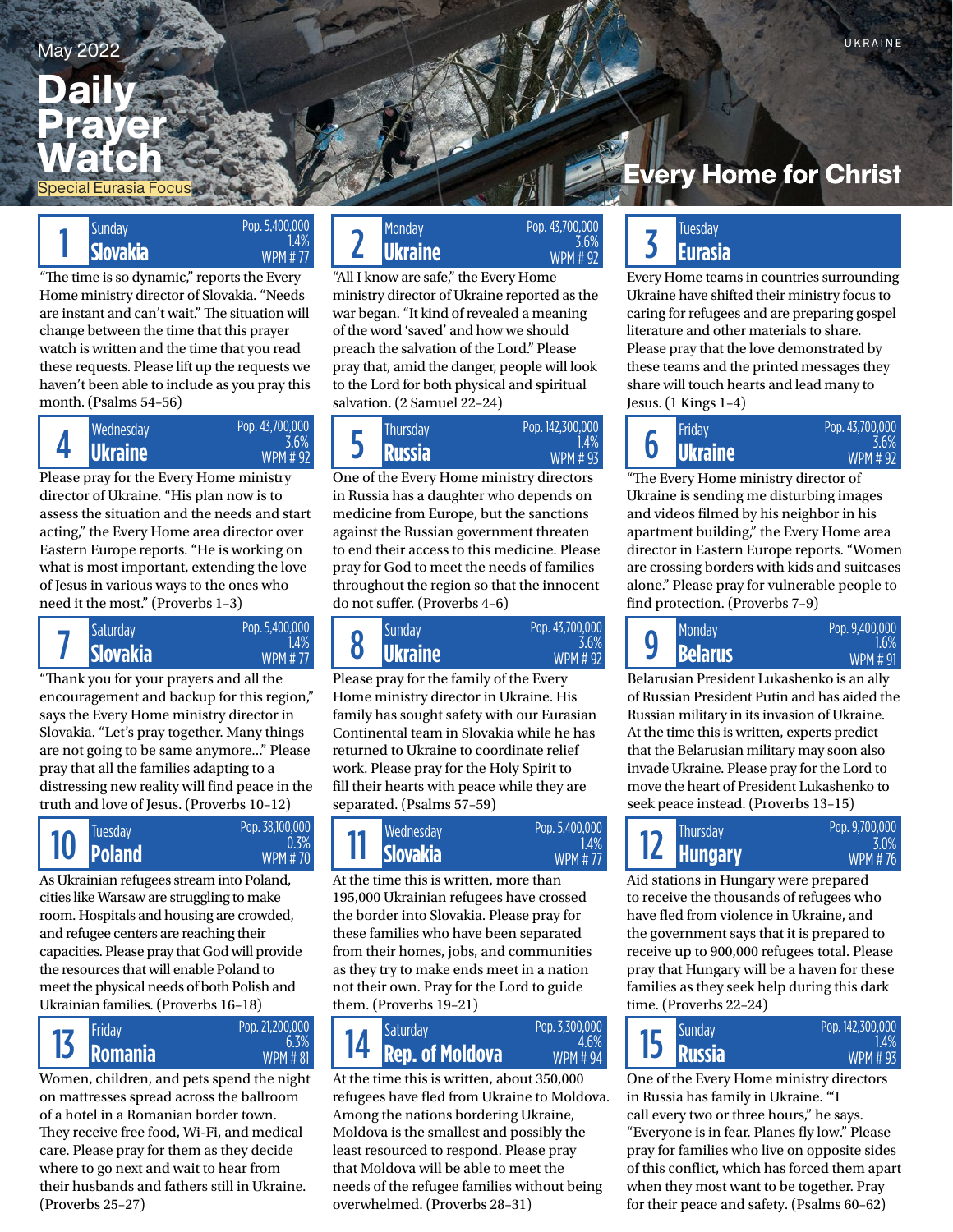May 2022

# Daily Prayer Watch

Special Eurasia Focus

UKRAINE

## Every Home for Christ

### 1 Sunday — Slovakia
Pop. 5,400,000 | 1.4% | WPM # 77

"The time is so dynamic," reports the Every Home ministry director of Slovakia. "Needs are instant and can't wait." The situation will change between the time that this prayer watch is written and the time that you read these requests. Please lift up the requests we haven't been able to include as you pray this month. (Psalms 54–56)

### 2 Monday — Ukraine
Pop. 43,700,000 | 3.6% | WPM # 92

"All I know are safe," the Every Home ministry director of Ukraine reported as the war began. "It kind of revealed a meaning of the word 'saved' and how we should preach the salvation of the Lord." Please pray that, amid the danger, people will look to the Lord for both physical and spiritual salvation. (2 Samuel 22–24)

### 3 Tuesday — Eurasia

Every Home teams in countries surrounding Ukraine have shifted their ministry focus to caring for refugees and are preparing gospel literature and other materials to share. Please pray that the love demonstrated by these teams and the printed messages they share will touch hearts and lead many to Jesus. (1 Kings 1–4)

### 4 Wednesday — Ukraine
Pop. 43,700,000 | 3.6% | WPM # 92

Please pray for the Every Home ministry director of Ukraine. "His plan now is to assess the situation and the needs and start acting," the Every Home area director over Eastern Europe reports. "He is working on what is most important, extending the love of Jesus in various ways to the ones who need it the most." (Proverbs 1–3)

### 5 Thursday — Russia
Pop. 142,300,000 | 1.4% | WPM # 93

One of the Every Home ministry directors in Russia has a daughter who depends on medicine from Europe, but the sanctions against the Russian government threaten to end their access to this medicine. Please pray for God to meet the needs of families throughout the region so that the innocent do not suffer. (Proverbs 4–6)

### 6 Friday — Ukraine
Pop. 43,700,000 | 3.6% | WPM # 92

"The Every Home ministry director of Ukraine is sending me disturbing images and videos filmed by his neighbor in his apartment building," the Every Home area director in Eastern Europe reports. "Women are crossing borders with kids and suitcases alone." Please pray for vulnerable people to find protection. (Proverbs 7–9)

### 7 Saturday — Slovakia
Pop. 5,400,000 | 1.4% | WPM # 77

"Thank you for your prayers and all the encouragement and backup for this region," says the Every Home ministry director in Slovakia. "Let's pray together. Many things are not going to be same anymore..." Please pray that all the families adapting to a distressing new reality will find peace in the truth and love of Jesus. (Proverbs 10–12)

### 8 Sunday — Ukraine
Pop. 43,700,000 | 3.6% | WPM # 92

Please pray for the family of the Every Home ministry director in Ukraine. His family has sought safety with our Eurasian Continental team in Slovakia while he has returned to Ukraine to coordinate relief work. Please pray for the Holy Spirit to fill their hearts with peace while they are separated. (Psalms 57–59)

### 9 Monday — Belarus
Pop. 9,400,000 | 1.6% | WPM # 91

Belarusian President Lukashenko is an ally of Russian President Putin and has aided the Russian military in its invasion of Ukraine. At the time this is written, experts predict that the Belarusian military may soon also invade Ukraine. Please pray for the Lord to move the heart of President Lukashenko to seek peace instead. (Proverbs 13–15)

### 10 Tuesday — Poland
Pop. 38,100,000 | 0.3% | WPM # 70

As Ukrainian refugees stream into Poland, cities like Warsaw are struggling to make room. Hospitals and housing are crowded, and refugee centers are reaching their capacities. Please pray that God will provide the resources that will enable Poland to meet the physical needs of both Polish and Ukrainian families. (Proverbs 16–18)

### 11 Wednesday — Slovakia
Pop. 5,400,000 | 1.4% | WPM # 77

At the time this is written, more than 195,000 Ukrainian refugees have crossed the border into Slovakia. Please pray for these families who have been separated from their homes, jobs, and communities as they try to make ends meet in a nation not their own. Pray for the Lord to guide them. (Proverbs 19–21)

### 12 Thursday — Hungary
Pop. 9,700,000 | 3.0% | WPM # 76

Aid stations in Hungary were prepared to receive the thousands of refugees who have fled from violence in Ukraine, and the government says that it is prepared to receive up to 900,000 refugees total. Please pray that Hungary will be a haven for these families as they seek help during this dark time. (Proverbs 22–24)

### 13 Friday — Romania
Pop. 21,200,000 | 6.3% | WPM # 81

Women, children, and pets spend the night on mattresses spread across the ballroom of a hotel in a Romanian border town. They receive free food, Wi-Fi, and medical care. Please pray for them as they decide where to go next and wait to hear from their husbands and fathers still in Ukraine. (Proverbs 25–27)

### 14 Saturday — Rep. of Moldova
Pop. 3,300,000 | 4.6% | WPM # 94

At the time this is written, about 350,000 refugees have fled from Ukraine to Moldova. Among the nations bordering Ukraine, Moldova is the smallest and possibly the least resourced to respond. Please pray that Moldova will be able to meet the needs of the refugee families without being overwhelmed. (Proverbs 28–31)

### 15 Sunday — Russia
Pop. 142,300,000 | 1.4% | WPM # 93

One of the Every Home ministry directors in Russia has family in Ukraine. "'I call every two or three hours," he says. "Everyone is in fear. Planes fly low." Please pray for families who live on opposite sides of this conflict, which has forced them apart when they most want to be together. Pray for their peace and safety. (Psalms 60–62)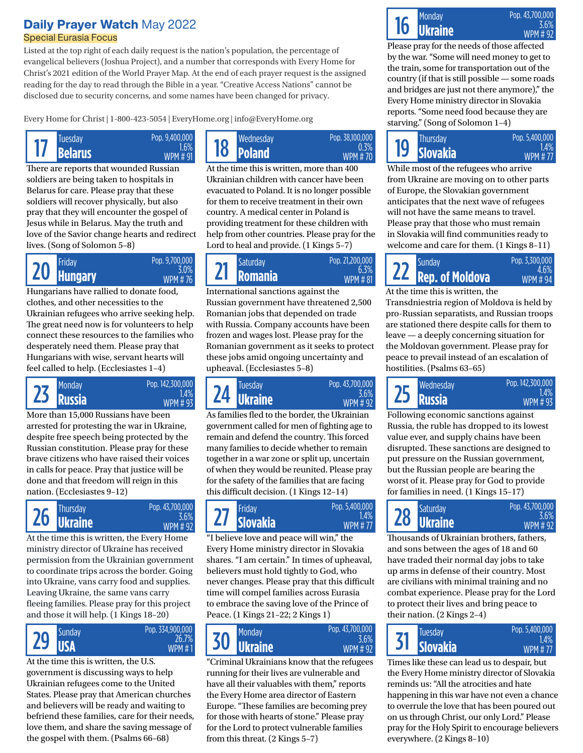# Daily Prayer Watch May 2022

Special Eurasia Focus

Listed at the top right of each daily request is the nation's population, the percentage of evangelical believers (Joshua Project), and a number that corresponds with Every Home for Christ's 2021 edition of the World Prayer Map. At the end of each prayer request is the assigned reading for the day to read through the Bible in a year. "Creative Access Nations" cannot be disclosed due to security concerns, and some names have been changed for privacy.

Every Home for Christ | 1-800-423-5054 | EveryHome.org | info@EveryHome.org

## 16 Monday — Ukraine

Pop. 43,700,000
3.6%
WPM # 92

Please pray for the needs of those affected by the war. "Some will need money to get to the train, some for transportation out of the country (if that is still possible — some roads and bridges are just not there anymore)," the Every Home ministry director in Slovakia reports. "Some need food because they are starving." (Song of Solomon 1–4)

## 17 Tuesday — Belarus

Pop. 9,400,000
1.6%
WPM # 91

There are reports that wounded Russian soldiers are being taken to hospitals in Belarus for care. Please pray that these soldiers will recover physically, but also pray that they will encounter the gospel of Jesus while in Belarus. May the truth and love of the Savior change hearts and redirect lives. (Song of Solomon 5–8)

## 18 Wednesday — Poland

Pop. 38,100,000
0.3%
WPM # 70

At the time this is written, more than 400 Ukrainian children with cancer have been evacuated to Poland. It is no longer possible for them to receive treatment in their own country. A medical center in Poland is providing treatment for these children with help from other countries. Please pray for the Lord to heal and provide. (1 Kings 5–7)

## 19 Thursday — Slovakia

Pop. 5,400,000
1.4%
WPM # 77

While most of the refugees who arrive from Ukraine are moving on to other parts of Europe, the Slovakian government anticipates that the next wave of refugees will not have the same means to travel. Please pray that those who must remain in Slovakia will find communities ready to welcome and care for them. (1 Kings 8–11)

## 20 Friday — Hungary

Pop. 9,700,000
3.0%
WPM # 76

Hungarians have rallied to donate food, clothes, and other necessities to the Ukrainian refugees who arrive seeking help. The great need now is for volunteers to help connect these resources to the families who desperately need them. Please pray that Hungarians with wise, servant hearts will feel called to help. (Ecclesiastes 1–4)

## 21 Saturday — Romania

Pop. 21,200,000
6.3%
WPM # 81

International sanctions against the Russian government have threatened 2,500 Romanian jobs that depended on trade with Russia. Company accounts have been frozen and wages lost. Please pray for the Romanian government as it seeks to protect these jobs amid ongoing uncertainty and upheaval. (Ecclesiastes 5–8)

## 22 Sunday — Rep. of Moldova

Pop. 3,300,000
4.6%
WPM # 94

At the time this is written, the Transdniestria region of Moldova is held by pro-Russian separatists, and Russian troops are stationed there despite calls for them to leave — a deeply concerning situation for the Moldovan government. Please pray for peace to prevail instead of an escalation of hostilities. (Psalms 63–65)

## 23 Monday — Russia

Pop. 142,300,000
1.4%
WPM # 93

More than 15,000 Russians have been arrested for protesting the war in Ukraine, despite free speech being protected by the Russian constitution. Please pray for these brave citizens who have raised their voices in calls for peace. Pray that justice will be done and that freedom will reign in this nation. (Ecclesiastes 9–12)

## 24 Tuesday — Ukraine

Pop. 43,700,000
3.6%
WPM # 92

As families fled to the border, the Ukrainian government called for men of fighting age to remain and defend the country. This forced many families to decide whether to remain together in a war zone or split up, uncertain of when they would be reunited. Please pray for the safety of the families that are facing this difficult decision. (1 Kings 12–14)

## 25 Wednesday — Russia

Pop. 142,300,000
1.4%
WPM # 93

Following economic sanctions against Russia, the ruble has dropped to its lowest value ever, and supply chains have been disrupted. These sanctions are designed to put pressure on the Russian government, but the Russian people are bearing the worst of it. Please pray for God to provide for families in need. (1 Kings 15–17)

## 26 Thursday — Ukraine

Pop. 43,700,000
3.6%
WPM # 92

At the time this is written, the Every Home ministry director of Ukraine has received permission from the Ukrainian government to coordinate trips across the border. Going into Ukraine, vans carry food and supplies. Leaving Ukraine, the same vans carry fleeing families. Please pray for this project and those it will help. (1 Kings 18–20)

## 27 Friday — Slovakia

Pop. 5,400,000
1.4%
WPM # 77

"I believe love and peace will win," the Every Home ministry director in Slovakia shares. "I am certain." In times of upheaval, believers must hold tightly to God, who never changes. Please pray that this difficult time will compel families across Eurasia to embrace the saving love of the Prince of Peace. (1 Kings 21–22; 2 Kings 1)

## 28 Saturday — Ukraine

Pop. 43,700,000
3.6%
WPM # 92

Thousands of Ukrainian brothers, fathers, and sons between the ages of 18 and 60 have traded their normal day jobs to take up arms in defense of their country. Most are civilians with minimal training and no combat experience. Please pray for the Lord to protect their lives and bring peace to their nation. (2 Kings 2–4)

## 29 Sunday — USA

Pop. 334,900,000
26.7%
WPM # 1

At the time this is written, the U.S. government is discussing ways to help Ukrainian refugees come to the United States. Please pray that American churches and believers will be ready and waiting to befriend these families, care for their needs, love them, and share the saving message of the gospel with them. (Psalms 66–68)

## 30 Monday — Ukraine

Pop. 43,700,000
3.6%
WPM # 92

"Criminal Ukrainians know that the refugees running for their lives are vulnerable and have all their valuables with them," reports the Every Home area director of Eastern Europe. "These families are becoming prey for those with hearts of stone." Please pray for the Lord to protect vulnerable families from this threat. (2 Kings 5–7)

## 31 Tuesday — Slovakia

Pop. 5,400,000
1.4%
WPM # 77

Times like these can lead us to despair, but the Every Home ministry director of Slovakia reminds us: "All the atrocities and hate happening in this war have not even a chance to overrule the love that has been poured out on us through Christ, our only Lord." Please pray for the Holy Spirit to encourage believers everywhere. (2 Kings 8–10)